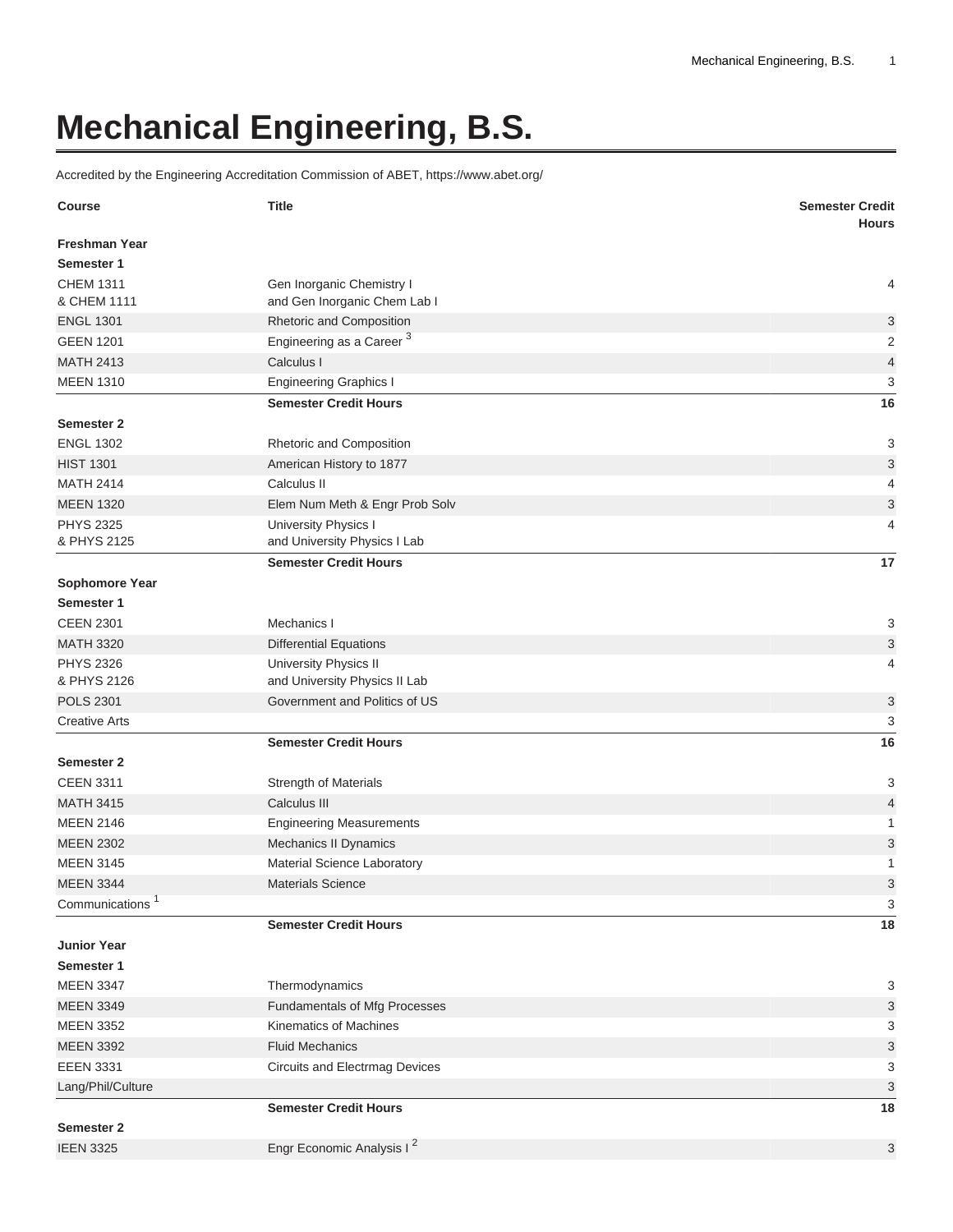# Mechanical Engineering, B.S.

Accredited by the Engineering Accreditation Commission of ABET, https://www.abet.org/

| Course | Title | Semester Credit Hours |
|---|---|---|
| **Freshman Year** | | |
| **Semester 1** | | |
| CHEM 1311<br>& CHEM 1111 | Gen Inorganic Chemistry I<br>and Gen Inorganic Chem Lab I | 4 |
| ENGL 1301 | Rhetoric and Composition | 3 |
| GEEN 1201 | Engineering as a Career [3] | 2 |
| MATH 2413 | Calculus I | 4 |
| MEEN 1310 | Engineering Graphics I | 3 |
| | **Semester Credit Hours** | **16** |
| **Semester 2** | | |
| ENGL 1302 | Rhetoric and Composition | 3 |
| HIST 1301 | American History to 1877 | 3 |
| MATH 2414 | Calculus II | 4 |
| MEEN 1320 | Elem Num Meth & Engr Prob Solv | 3 |
| PHYS 2325<br>& PHYS 2125 | University Physics I<br>and University Physics I Lab | 4 |
| | **Semester Credit Hours** | **17** |
| **Sophomore Year** | | |
| **Semester 1** | | |
| CEEN 2301 | Mechanics I | 3 |
| MATH 3320 | Differential Equations | 3 |
| PHYS 2326<br>& PHYS 2126 | University Physics II<br>and University Physics II Lab | 4 |
| POLS 2301 | Government and Politics of US | 3 |
| Creative Arts | | 3 |
| | **Semester Credit Hours** | **16** |
| **Semester 2** | | |
| CEEN 3311 | Strength of Materials | 3 |
| MATH 3415 | Calculus III | 4 |
| MEEN 2146 | Engineering Measurements | 1 |
| MEEN 2302 | Mechanics II Dynamics | 3 |
| MEEN 3145 | Material Science Laboratory | 1 |
| MEEN 3344 | Materials Science | 3 |
| Communications [1] | | 3 |
| | **Semester Credit Hours** | **18** |
| **Junior Year** | | |
| **Semester 1** | | |
| MEEN 3347 | Thermodynamics | 3 |
| MEEN 3349 | Fundamentals of Mfg Processes | 3 |
| MEEN 3352 | Kinematics of Machines | 3 |
| MEEN 3392 | Fluid Mechanics | 3 |
| EEEN 3331 | Circuits and Electrmag Devices | 3 |
| Lang/Phil/Culture | | 3 |
| | **Semester Credit Hours** | **18** |
| **Semester 2** | | |
| IEEN 3325 | Engr Economic Analysis I [2] | 3 |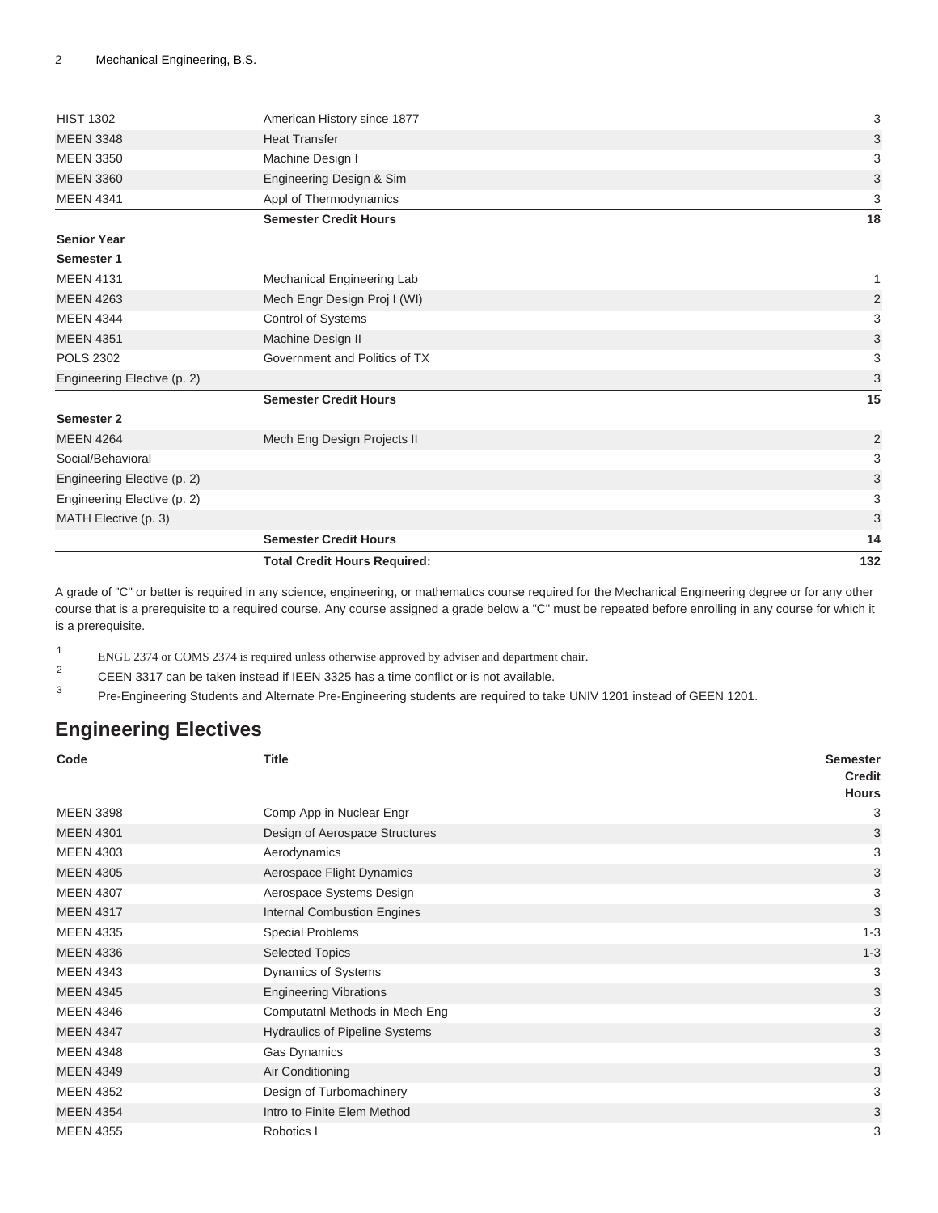| | | |
|---|---|---|
| HIST 1302 | American History since 1877 | 3 |
| MEEN 3348 | Heat Transfer | 3 |
| MEEN 3350 | Machine Design I | 3 |
| MEEN 3360 | Engineering Design & Sim | 3 |
| MEEN 4341 | Appl of Thermodynamics | 3 |
| | **Semester Credit Hours** | **18** |
| **Senior Year** | | |
| **Semester 1** | | |
| MEEN 4131 | Mechanical Engineering Lab | 1 |
| MEEN 4263 | Mech Engr Design Proj I (WI) | 2 |
| MEEN 4344 | Control of Systems | 3 |
| MEEN 4351 | Machine Design II | 3 |
| POLS 2302 | Government and Politics of TX | 3 |
| Engineering Elective (p. 2) | | 3 |
| | **Semester Credit Hours** | **15** |
| **Semester 2** | | |
| MEEN 4264 | Mech Eng Design Projects II | 2 |
| Social/Behavioral | | 3 |
| Engineering Elective (p. 2) | | 3 |
| Engineering Elective (p. 2) | | 3 |
| MATH Elective (p. 3) | | 3 |
| | **Semester Credit Hours** | **14** |
| | **Total Credit Hours Required:** | **132** |

A grade of "C" or better is required in any science, engineering, or mathematics course required for the Mechanical Engineering degree or for any other course that is a prerequisite to a required course. Any course assigned a grade below a "C" must be repeated before enrolling in any course for which it is a prerequisite.

[1] ENGL 2374 or COMS 2374 is required unless otherwise approved by adviser and department chair.

[2] CEEN 3317 can be taken instead if IEEN 3325 has a time conflict or is not available.

[3] Pre-Engineering Students and Alternate Pre-Engineering students are required to take UNIV 1201 instead of GEEN 1201.

## Engineering Electives

| Code | Title | Semester Credit Hours |
|---|---|---|
| MEEN 3398 | Comp App in Nuclear Engr | 3 |
| MEEN 4301 | Design of Aerospace Structures | 3 |
| MEEN 4303 | Aerodynamics | 3 |
| MEEN 4305 | Aerospace Flight Dynamics | 3 |
| MEEN 4307 | Aerospace Systems Design | 3 |
| MEEN 4317 | Internal Combustion Engines | 3 |
| MEEN 4335 | Special Problems | 1-3 |
| MEEN 4336 | Selected Topics | 1-3 |
| MEEN 4343 | Dynamics of Systems | 3 |
| MEEN 4345 | Engineering Vibrations | 3 |
| MEEN 4346 | Computatnl Methods in Mech Eng | 3 |
| MEEN 4347 | Hydraulics of Pipeline Systems | 3 |
| MEEN 4348 | Gas Dynamics | 3 |
| MEEN 4349 | Air Conditioning | 3 |
| MEEN 4352 | Design of Turbomachinery | 3 |
| MEEN 4354 | Intro to Finite Elem Method | 3 |
| MEEN 4355 | Robotics I | 3 |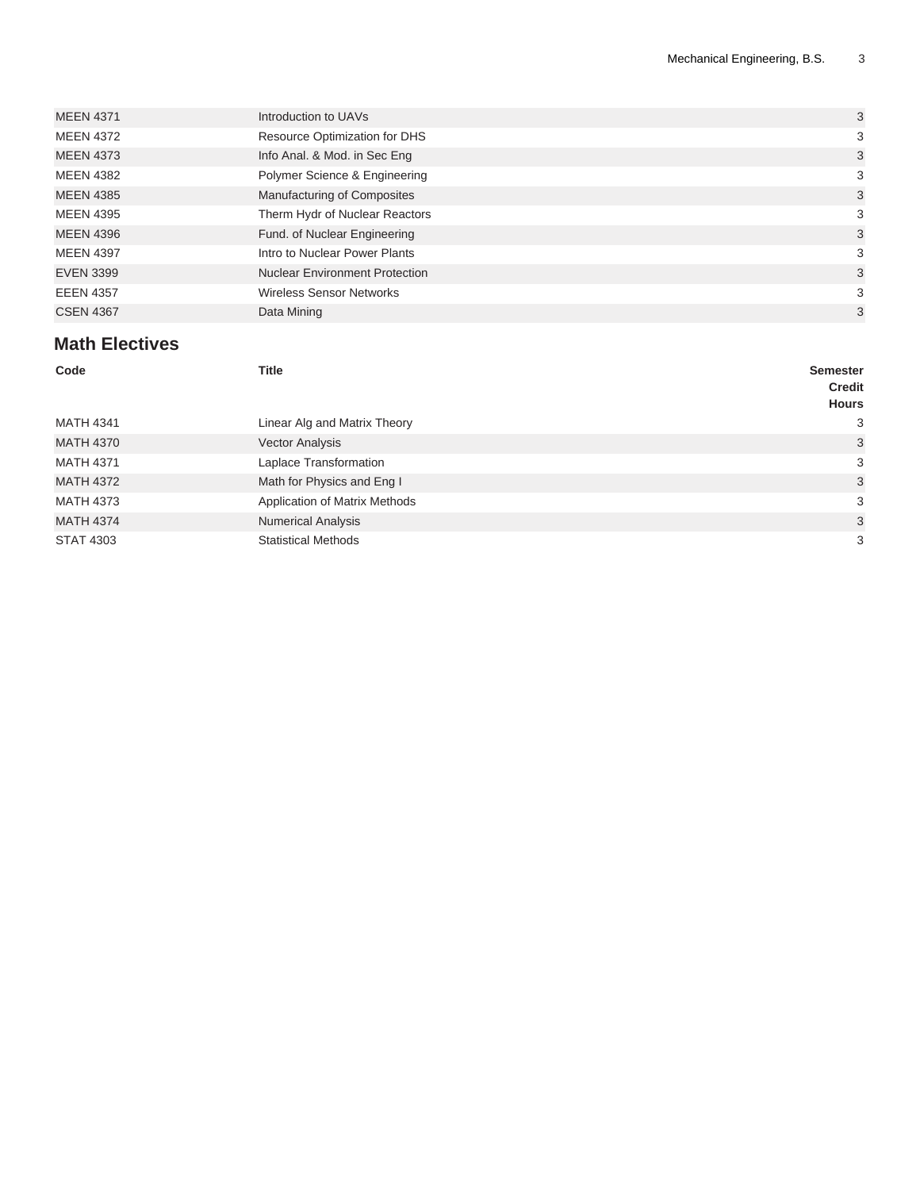| | | |
|---|---|---|
| MEEN 4371 | Introduction to UAVs | 3 |
| MEEN 4372 | Resource Optimization for DHS | 3 |
| MEEN 4373 | Info Anal. & Mod. in Sec Eng | 3 |
| MEEN 4382 | Polymer Science & Engineering | 3 |
| MEEN 4385 | Manufacturing of Composites | 3 |
| MEEN 4395 | Therm Hydr of Nuclear Reactors | 3 |
| MEEN 4396 | Fund. of Nuclear Engineering | 3 |
| MEEN 4397 | Intro to Nuclear Power Plants | 3 |
| EVEN 3399 | Nuclear Environment Protection | 3 |
| EEEN 4357 | Wireless Sensor Networks | 3 |
| CSEN 4367 | Data Mining | 3 |

## Math Electives

| Code | Title | Semester Credit Hours |
|---|---|---|
| MATH 4341 | Linear Alg and Matrix Theory | 3 |
| MATH 4370 | Vector Analysis | 3 |
| MATH 4371 | Laplace Transformation | 3 |
| MATH 4372 | Math for Physics and Eng I | 3 |
| MATH 4373 | Application of Matrix Methods | 3 |
| MATH 4374 | Numerical Analysis | 3 |
| STAT 4303 | Statistical Methods | 3 |